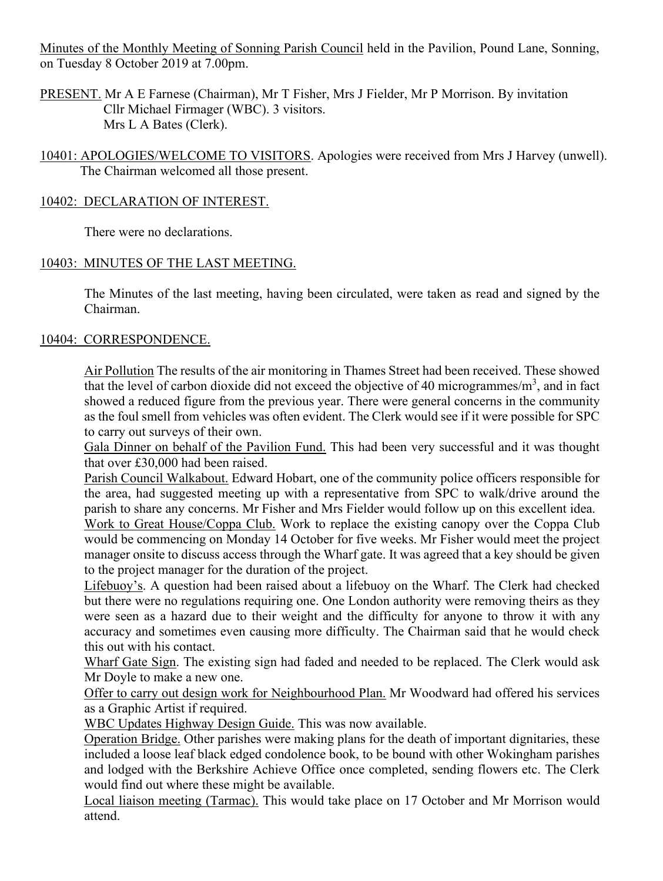Minutes of the Monthly Meeting of Sonning Parish Council held in the Pavilion, Pound Lane, Sonning, on Tuesday 8 October 2019 at 7.00pm.

PRESENT. Mr A E Farnese (Chairman), Mr T Fisher, Mrs J Fielder, Mr P Morrison. By invitation Cllr Michael Firmager (WBC). 3 visitors.
Mrs L A Bates (Clerk).

10401: APOLOGIES/WELCOME TO VISITORS. Apologies were received from Mrs J Harvey (unwell). The Chairman welcomed all those present.

10402: DECLARATION OF INTEREST.

There were no declarations.

10403: MINUTES OF THE LAST MEETING.

The Minutes of the last meeting, having been circulated, were taken as read and signed by the Chairman.

10404: CORRESPONDENCE.

Air Pollution The results of the air monitoring in Thames Street had been received. These showed that the level of carbon dioxide did not exceed the objective of 40 microgrammes/$m^3$, and in fact showed a reduced figure from the previous year. There were general concerns in the community as the foul smell from vehicles was often evident. The Clerk would see if it were possible for SPC to carry out surveys of their own.

Gala Dinner on behalf of the Pavilion Fund. This had been very successful and it was thought that over £30,000 had been raised.

Parish Council Walkabout. Edward Hobart, one of the community police officers responsible for the area, had suggested meeting up with a representative from SPC to walk/drive around the parish to share any concerns. Mr Fisher and Mrs Fielder would follow up on this excellent idea.

Work to Great House/Coppa Club. Work to replace the existing canopy over the Coppa Club would be commencing on Monday 14 October for five weeks. Mr Fisher would meet the project manager onsite to discuss access through the Wharf gate. It was agreed that a key should be given to the project manager for the duration of the project.

Lifebuoy's. A question had been raised about a lifebuoy on the Wharf. The Clerk had checked but there were no regulations requiring one. One London authority were removing theirs as they were seen as a hazard due to their weight and the difficulty for anyone to throw it with any accuracy and sometimes even causing more difficulty. The Chairman said that he would check this out with his contact.

Wharf Gate Sign. The existing sign had faded and needed to be replaced. The Clerk would ask Mr Doyle to make a new one.

Offer to carry out design work for Neighbourhood Plan. Mr Woodward had offered his services as a Graphic Artist if required.

WBC Updates Highway Design Guide. This was now available.

Operation Bridge. Other parishes were making plans for the death of important dignitaries, these included a loose leaf black edged condolence book, to be bound with other Wokingham parishes and lodged with the Berkshire Achieve Office once completed, sending flowers etc. The Clerk would find out where these might be available.

Local liaison meeting (Tarmac). This would take place on 17 October and Mr Morrison would attend.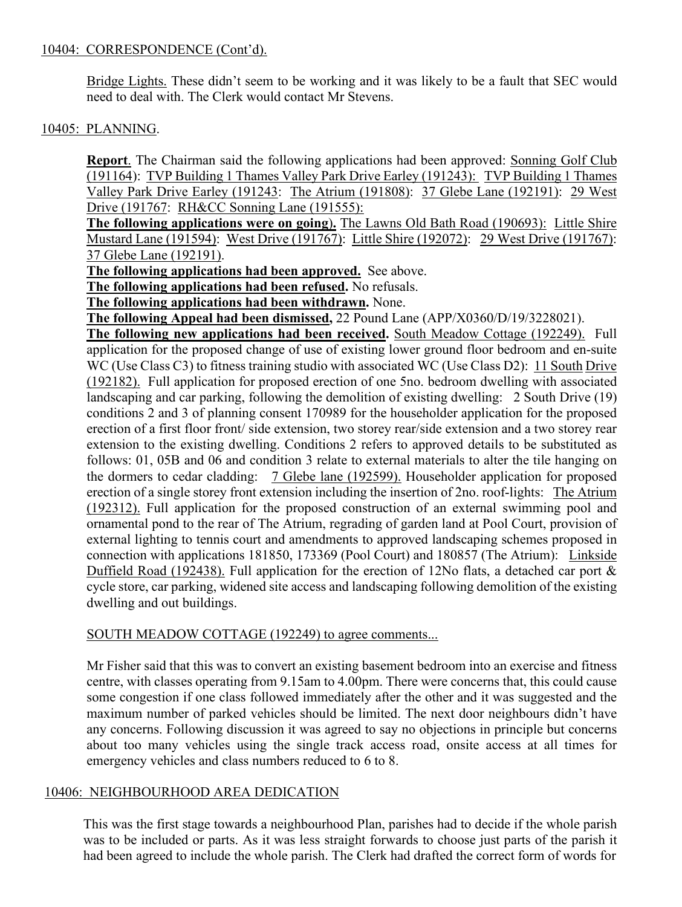10404: CORRESPONDENCE (Cont'd).

Bridge Lights. These didn't seem to be working and it was likely to be a fault that SEC would need to deal with. The Clerk would contact Mr Stevens.

10405: PLANNING.

**Report**. The Chairman said the following applications had been approved: Sonning Golf Club (191164): TVP Building 1 Thames Valley Park Drive Earley (191243): TVP Building 1 Thames Valley Park Drive Earley (191243: The Atrium (191808): 37 Glebe Lane (192191): 29 West Drive (191767: RH&CC Sonning Lane (191555):

**The following applications were on going).** The Lawns Old Bath Road (190693): Little Shire Mustard Lane (191594): West Drive (191767): Little Shire (192072): 29 West Drive (191767): 37 Glebe Lane (192191).

**The following applications had been approved.** See above.

**The following applications had been refused.** No refusals.

**The following applications had been withdrawn.** None.

**The following Appeal had been dismissed,** 22 Pound Lane (APP/X0360/D/19/3228021).

**The following new applications had been received.** South Meadow Cottage (192249). Full application for the proposed change of use of existing lower ground floor bedroom and en-suite WC (Use Class C3) to fitness training studio with associated WC (Use Class D2): 11 South Drive (192182). Full application for proposed erection of one 5no. bedroom dwelling with associated landscaping and car parking, following the demolition of existing dwelling: 2 South Drive (19) conditions 2 and 3 of planning consent 170989 for the householder application for the proposed erection of a first floor front/ side extension, two storey rear/side extension and a two storey rear extension to the existing dwelling. Conditions 2 refers to approved details to be substituted as follows: 01, 05B and 06 and condition 3 relate to external materials to alter the tile hanging on the dormers to cedar cladding: 7 Glebe lane (192599). Householder application for proposed erection of a single storey front extension including the insertion of 2no. roof-lights: The Atrium (192312). Full application for the proposed construction of an external swimming pool and ornamental pond to the rear of The Atrium, regrading of garden land at Pool Court, provision of external lighting to tennis court and amendments to approved landscaping schemes proposed in connection with applications 181850, 173369 (Pool Court) and 180857 (The Atrium): Linkside Duffield Road (192438). Full application for the erection of 12No flats, a detached car port & cycle store, car parking, widened site access and landscaping following demolition of the existing dwelling and out buildings.

SOUTH MEADOW COTTAGE (192249) to agree comments...

Mr Fisher said that this was to convert an existing basement bedroom into an exercise and fitness centre, with classes operating from 9.15am to 4.00pm. There were concerns that, this could cause some congestion if one class followed immediately after the other and it was suggested and the maximum number of parked vehicles should be limited. The next door neighbours didn't have any concerns. Following discussion it was agreed to say no objections in principle but concerns about too many vehicles using the single track access road, onsite access at all times for emergency vehicles and class numbers reduced to 6 to 8.

10406: NEIGHBOURHOOD AREA DEDICATION

This was the first stage towards a neighbourhood Plan, parishes had to decide if the whole parish was to be included or parts. As it was less straight forwards to choose just parts of the parish it had been agreed to include the whole parish. The Clerk had drafted the correct form of words for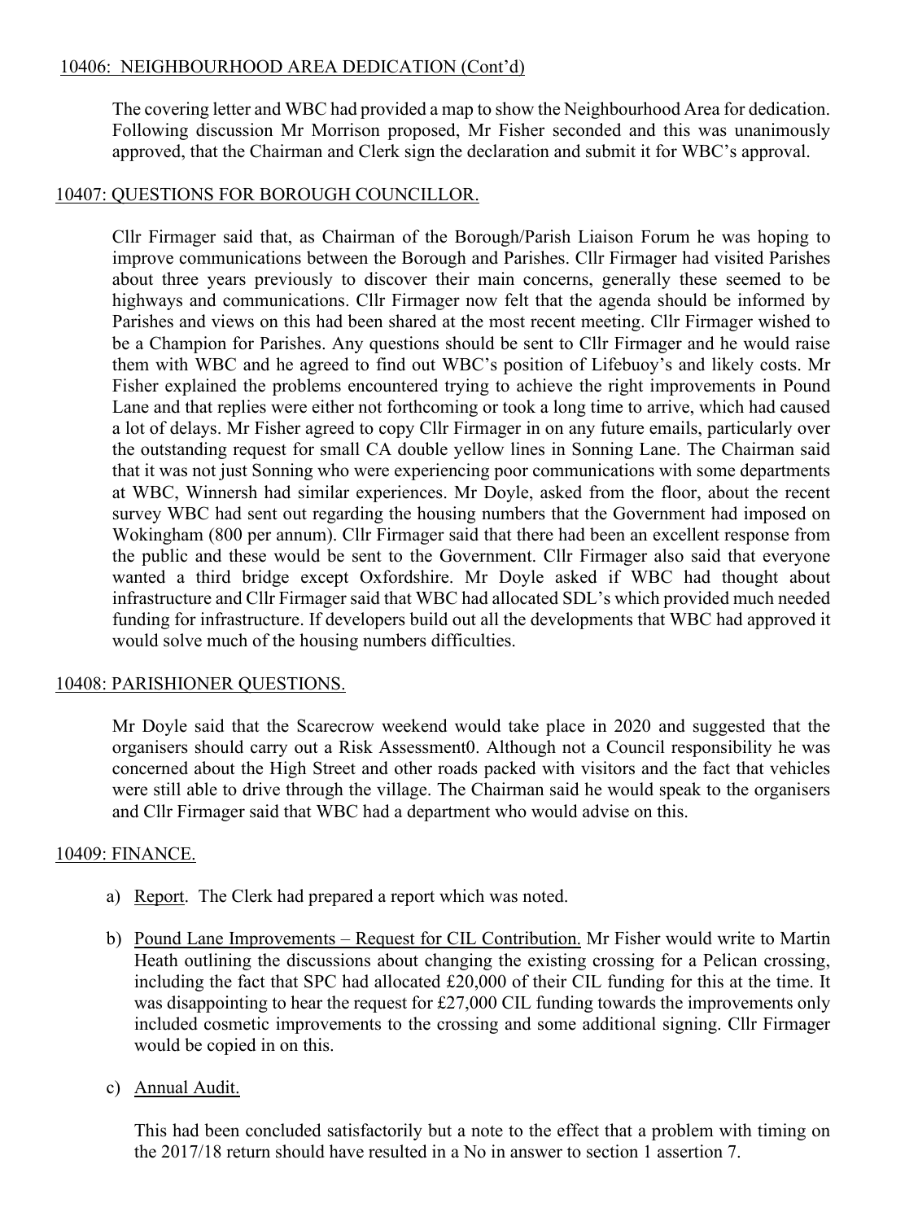## 10406: NEIGHBOURHOOD AREA DEDICATION (Cont'd)

The covering letter and WBC had provided a map to show the Neighbourhood Area for dedication. Following discussion Mr Morrison proposed, Mr Fisher seconded and this was unanimously approved, that the Chairman and Clerk sign the declaration and submit it for WBC's approval.

## 10407: QUESTIONS FOR BOROUGH COUNCILLOR.

Cllr Firmager said that, as Chairman of the Borough/Parish Liaison Forum he was hoping to improve communications between the Borough and Parishes. Cllr Firmager had visited Parishes about three years previously to discover their main concerns, generally these seemed to be highways and communications. Cllr Firmager now felt that the agenda should be informed by Parishes and views on this had been shared at the most recent meeting. Cllr Firmager wished to be a Champion for Parishes. Any questions should be sent to Cllr Firmager and he would raise them with WBC and he agreed to find out WBC's position of Lifebuoy's and likely costs. Mr Fisher explained the problems encountered trying to achieve the right improvements in Pound Lane and that replies were either not forthcoming or took a long time to arrive, which had caused a lot of delays. Mr Fisher agreed to copy Cllr Firmager in on any future emails, particularly over the outstanding request for small CA double yellow lines in Sonning Lane. The Chairman said that it was not just Sonning who were experiencing poor communications with some departments at WBC, Winnersh had similar experiences. Mr Doyle, asked from the floor, about the recent survey WBC had sent out regarding the housing numbers that the Government had imposed on Wokingham (800 per annum). Cllr Firmager said that there had been an excellent response from the public and these would be sent to the Government. Cllr Firmager also said that everyone wanted a third bridge except Oxfordshire. Mr Doyle asked if WBC had thought about infrastructure and Cllr Firmager said that WBC had allocated SDL's which provided much needed funding for infrastructure. If developers build out all the developments that WBC had approved it would solve much of the housing numbers difficulties.

## 10408: PARISHIONER QUESTIONS.

Mr Doyle said that the Scarecrow weekend would take place in 2020 and suggested that the organisers should carry out a Risk Assessment0. Although not a Council responsibility he was concerned about the High Street and other roads packed with visitors and the fact that vehicles were still able to drive through the village. The Chairman said he would speak to the organisers and Cllr Firmager said that WBC had a department who would advise on this.

## 10409: FINANCE.

a) Report. The Clerk had prepared a report which was noted.

b) Pound Lane Improvements – Request for CIL Contribution. Mr Fisher would write to Martin Heath outlining the discussions about changing the existing crossing for a Pelican crossing, including the fact that SPC had allocated £20,000 of their CIL funding for this at the time. It was disappointing to hear the request for £27,000 CIL funding towards the improvements only included cosmetic improvements to the crossing and some additional signing. Cllr Firmager would be copied in on this.

c) Annual Audit.

This had been concluded satisfactorily but a note to the effect that a problem with timing on the 2017/18 return should have resulted in a No in answer to section 1 assertion 7.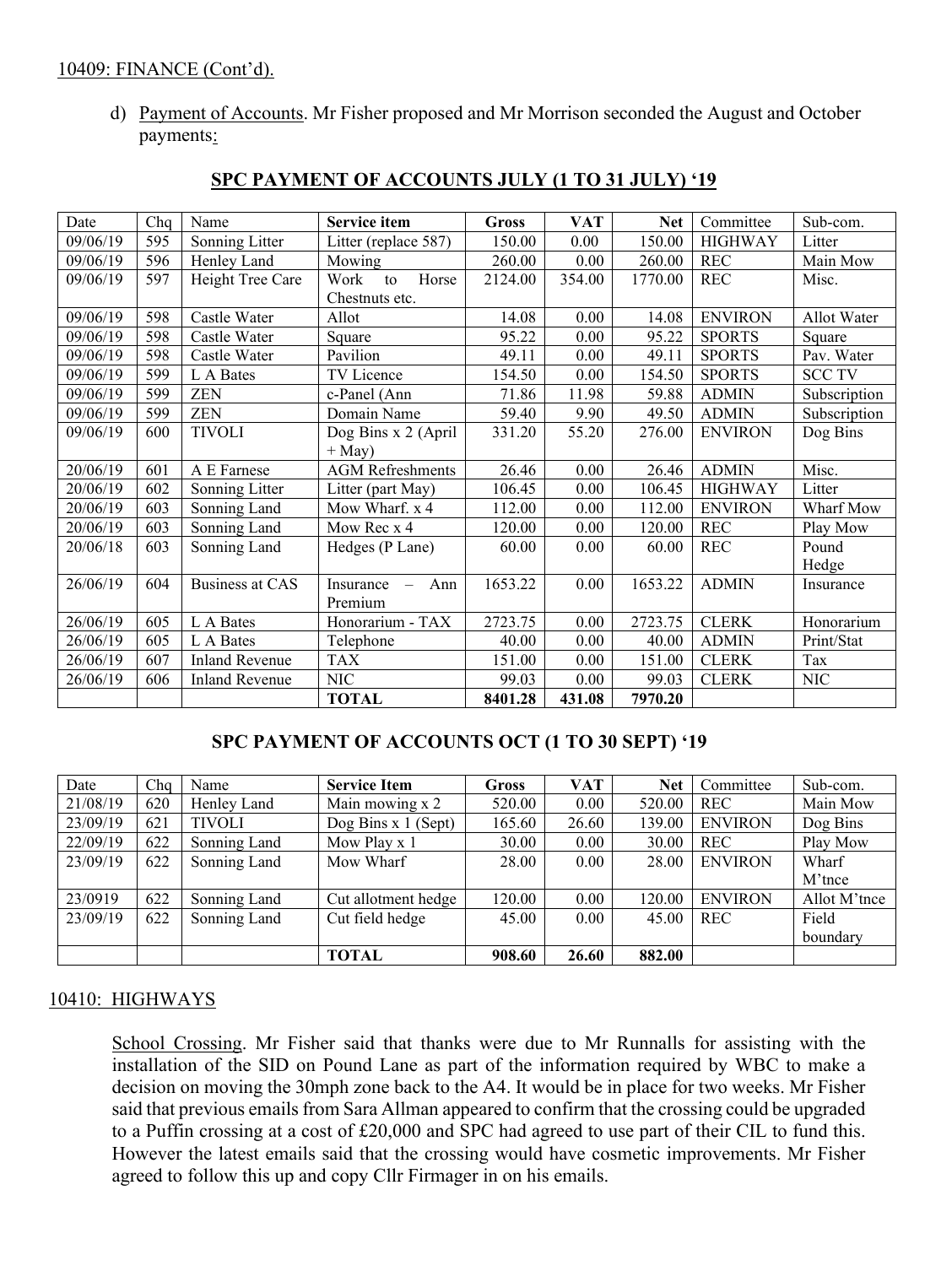10409: FINANCE (Cont'd).

d) Payment of Accounts. Mr Fisher proposed and Mr Morrison seconded the August and October payments:

**SPC PAYMENT OF ACCOUNTS JULY (1 TO 31 JULY) '19**

| Date | Chq | Name | Service item | Gross | VAT | Net | Committee | Sub-com. |
|---|---|---|---|---|---|---|---|---|
| 09/06/19 | 595 | Sonning Litter | Litter (replace 587) | 150.00 | 0.00 | 150.00 | HIGHWAY | Litter |
| 09/06/19 | 596 | Henley Land | Mowing | 260.00 | 0.00 | 260.00 | REC | Main Mow |
| 09/06/19 | 597 | Height Tree Care | Work to Horse Chestnuts etc. | 2124.00 | 354.00 | 1770.00 | REC | Misc. |
| 09/06/19 | 598 | Castle Water | Allot | 14.08 | 0.00 | 14.08 | ENVIRON | Allot Water |
| 09/06/19 | 598 | Castle Water | Square | 95.22 | 0.00 | 95.22 | SPORTS | Square |
| 09/06/19 | 598 | Castle Water | Pavilion | 49.11 | 0.00 | 49.11 | SPORTS | Pav. Water |
| 09/06/19 | 599 | L A Bates | TV Licence | 154.50 | 0.00 | 154.50 | SPORTS | SCC TV |
| 09/06/19 | 599 | ZEN | c-Panel (Ann | 71.86 | 11.98 | 59.88 | ADMIN | Subscription |
| 09/06/19 | 599 | ZEN | Domain Name | 59.40 | 9.90 | 49.50 | ADMIN | Subscription |
| 09/06/19 | 600 | TIVOLI | Dog Bins x 2 (April + May) | 331.20 | 55.20 | 276.00 | ENVIRON | Dog Bins |
| 20/06/19 | 601 | A E Farnese | AGM Refreshments | 26.46 | 0.00 | 26.46 | ADMIN | Misc. |
| 20/06/19 | 602 | Sonning Litter | Litter (part May) | 106.45 | 0.00 | 106.45 | HIGHWAY | Litter |
| 20/06/19 | 603 | Sonning Land | Mow Wharf. x 4 | 112.00 | 0.00 | 112.00 | ENVIRON | Wharf Mow |
| 20/06/19 | 603 | Sonning Land | Mow Rec x 4 | 120.00 | 0.00 | 120.00 | REC | Play Mow |
| 20/06/18 | 603 | Sonning Land | Hedges (P Lane) | 60.00 | 0.00 | 60.00 | REC | Pound Hedge |
| 26/06/19 | 604 | Business at CAS | Insurance – Ann Premium | 1653.22 | 0.00 | 1653.22 | ADMIN | Insurance |
| 26/06/19 | 605 | L A Bates | Honorarium - TAX | 2723.75 | 0.00 | 2723.75 | CLERK | Honorarium |
| 26/06/19 | 605 | L A Bates | Telephone | 40.00 | 0.00 | 40.00 | ADMIN | Print/Stat |
| 26/06/19 | 607 | Inland Revenue | TAX | 151.00 | 0.00 | 151.00 | CLERK | Tax |
| 26/06/19 | 606 | Inland Revenue | NIC | 99.03 | 0.00 | 99.03 | CLERK | NIC |
| | | | **TOTAL** | **8401.28** | **431.08** | **7970.20** | | |

**SPC PAYMENT OF ACCOUNTS OCT (1 TO 30 SEPT) '19**

| Date | Chq | Name | Service Item | Gross | VAT | Net | Committee | Sub-com. |
|---|---|---|---|---|---|---|---|---|
| 21/08/19 | 620 | Henley Land | Main mowing x 2 | 520.00 | 0.00 | 520.00 | REC | Main Mow |
| 23/09/19 | 621 | TIVOLI | Dog Bins x 1 (Sept) | 165.60 | 26.60 | 139.00 | ENVIRON | Dog Bins |
| 22/09/19 | 622 | Sonning Land | Mow Play x 1 | 30.00 | 0.00 | 30.00 | REC | Play Mow |
| 23/09/19 | 622 | Sonning Land | Mow Wharf | 28.00 | 0.00 | 28.00 | ENVIRON | Wharf M'tnce |
| 23/0919 | 622 | Sonning Land | Cut allotment hedge | 120.00 | 0.00 | 120.00 | ENVIRON | Allot M'tnce |
| 23/09/19 | 622 | Sonning Land | Cut field hedge | 45.00 | 0.00 | 45.00 | REC | Field boundary |
| | | | **TOTAL** | **908.60** | **26.60** | **882.00** | | |

10410: HIGHWAYS

School Crossing. Mr Fisher said that thanks were due to Mr Runnalls for assisting with the installation of the SID on Pound Lane as part of the information required by WBC to make a decision on moving the 30mph zone back to the A4. It would be in place for two weeks. Mr Fisher said that previous emails from Sara Allman appeared to confirm that the crossing could be upgraded to a Puffin crossing at a cost of £20,000 and SPC had agreed to use part of their CIL to fund this. However the latest emails said that the crossing would have cosmetic improvements. Mr Fisher agreed to follow this up and copy Cllr Firmager in on his emails.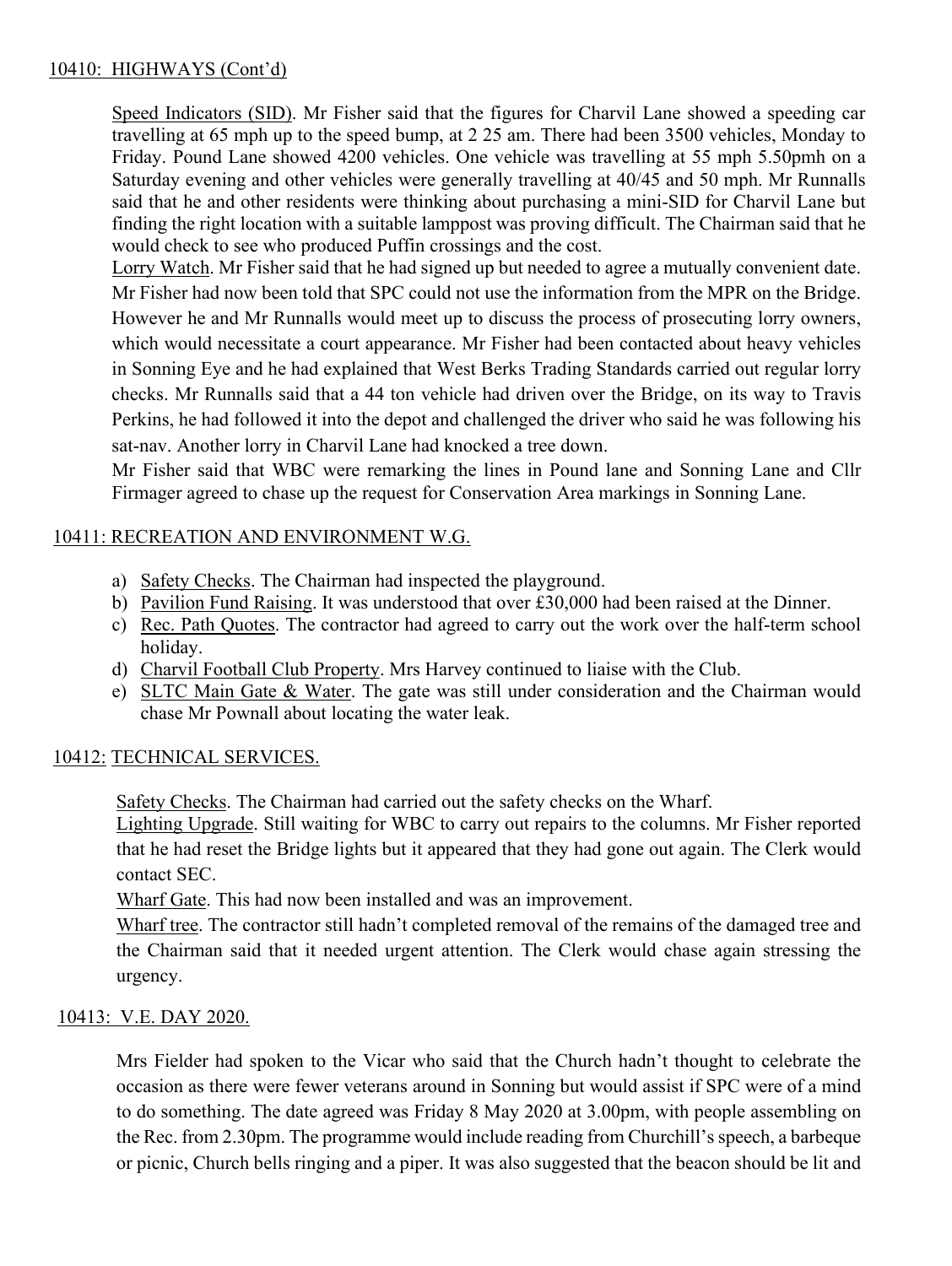10410: HIGHWAYS (Cont'd)

Speed Indicators (SID). Mr Fisher said that the figures for Charvil Lane showed a speeding car travelling at 65 mph up to the speed bump, at 2 25 am. There had been 3500 vehicles, Monday to Friday. Pound Lane showed 4200 vehicles. One vehicle was travelling at 55 mph 5.50pmh on a Saturday evening and other vehicles were generally travelling at 40/45 and 50 mph. Mr Runnalls said that he and other residents were thinking about purchasing a mini-SID for Charvil Lane but finding the right location with a suitable lamppost was proving difficult. The Chairman said that he would check to see who produced Puffin crossings and the cost.

Lorry Watch. Mr Fisher said that he had signed up but needed to agree a mutually convenient date. Mr Fisher had now been told that SPC could not use the information from the MPR on the Bridge. However he and Mr Runnalls would meet up to discuss the process of prosecuting lorry owners, which would necessitate a court appearance. Mr Fisher had been contacted about heavy vehicles in Sonning Eye and he had explained that West Berks Trading Standards carried out regular lorry checks. Mr Runnalls said that a 44 ton vehicle had driven over the Bridge, on its way to Travis Perkins, he had followed it into the depot and challenged the driver who said he was following his sat-nav. Another lorry in Charvil Lane had knocked a tree down.

Mr Fisher said that WBC were remarking the lines in Pound lane and Sonning Lane and Cllr Firmager agreed to chase up the request for Conservation Area markings in Sonning Lane.

10411: RECREATION AND ENVIRONMENT W.G.

a) Safety Checks. The Chairman had inspected the playground.
b) Pavilion Fund Raising. It was understood that over £30,000 had been raised at the Dinner.
c) Rec. Path Quotes. The contractor had agreed to carry out the work over the half-term school holiday.
d) Charvil Football Club Property. Mrs Harvey continued to liaise with the Club.
e) SLTC Main Gate & Water. The gate was still under consideration and the Chairman would chase Mr Pownall about locating the water leak.

10412: TECHNICAL SERVICES.

Safety Checks. The Chairman had carried out the safety checks on the Wharf.

Lighting Upgrade. Still waiting for WBC to carry out repairs to the columns. Mr Fisher reported that he had reset the Bridge lights but it appeared that they had gone out again. The Clerk would contact SEC.

Wharf Gate. This had now been installed and was an improvement.

Wharf tree. The contractor still hadn't completed removal of the remains of the damaged tree and the Chairman said that it needed urgent attention. The Clerk would chase again stressing the urgency.

10413: V.E. DAY 2020.

Mrs Fielder had spoken to the Vicar who said that the Church hadn't thought to celebrate the occasion as there were fewer veterans around in Sonning but would assist if SPC were of a mind to do something. The date agreed was Friday 8 May 2020 at 3.00pm, with people assembling on the Rec. from 2.30pm. The programme would include reading from Churchill's speech, a barbeque or picnic, Church bells ringing and a piper. It was also suggested that the beacon should be lit and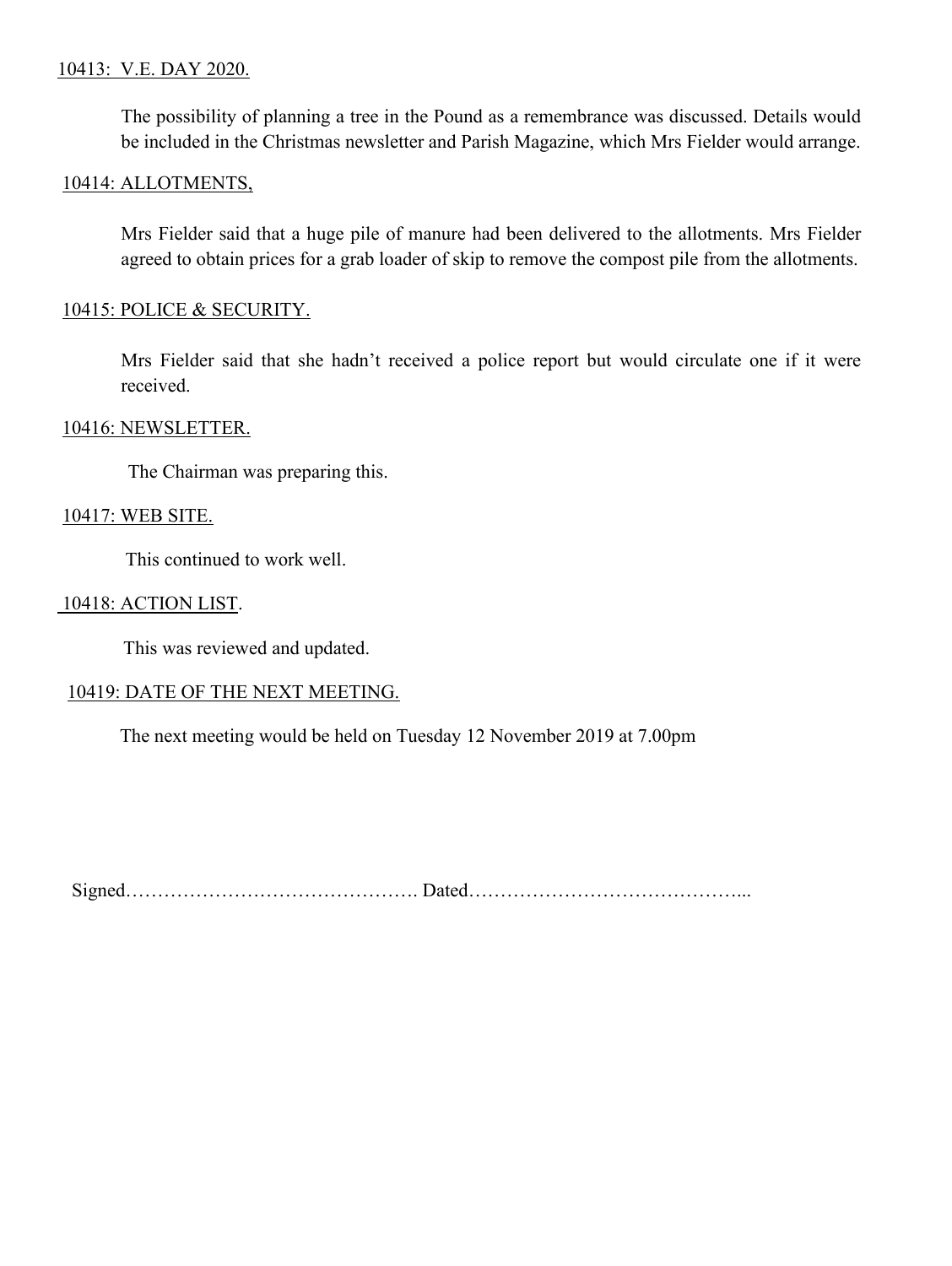10413: V.E. DAY 2020.

The possibility of planning a tree in the Pound as a remembrance was discussed. Details would be included in the Christmas newsletter and Parish Magazine, which Mrs Fielder would arrange.

10414: ALLOTMENTS,

Mrs Fielder said that a huge pile of manure had been delivered to the allotments. Mrs Fielder agreed to obtain prices for a grab loader of skip to remove the compost pile from the allotments.

10415: POLICE & SECURITY.

Mrs Fielder said that she hadn't received a police report but would circulate one if it were received.

10416: NEWSLETTER.

The Chairman was preparing this.

10417: WEB SITE.

This continued to work well.

10418: ACTION LIST.

This was reviewed and updated.

10419: DATE OF THE NEXT MEETING.

The next meeting would be held on Tuesday 12 November 2019 at 7.00pm

Signed………………………………………. Dated……………………………………...